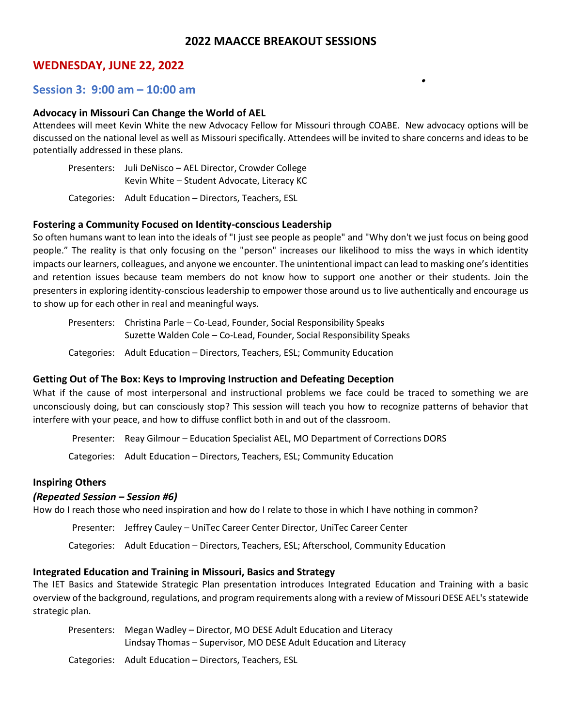# 2022 MAACCE BREAKOUT SESSIONS

## WEDNESDAY, JUNE 22, 2022

### Session 3: 9:00 am – 10:00 am

**Advocacy in Missouri Can Change the World of AEL**

Attendees will meet Kevin White the new Advocacy Fellow for Missouri through COABE. New advocacy options will be discussed on the national level as well as Missouri specifically. Attendees will be invited to share concerns and ideas to be potentially addressed in these plans.

Presenters: Juli DeNisco – AEL Director, Crowder College
Kevin White – Student Advocate, Literacy KC

Categories: Adult Education – Directors, Teachers, ESL

**Fostering a Community Focused on Identity-conscious Leadership**

So often humans want to lean into the ideals of "I just see people as people" and "Why don't we just focus on being good people." The reality is that only focusing on the "person" increases our likelihood to miss the ways in which identity impacts our learners, colleagues, and anyone we encounter. The unintentional impact can lead to masking one's identities and retention issues because team members do not know how to support one another or their students. Join the presenters in exploring identity-conscious leadership to empower those around us to live authentically and encourage us to show up for each other in real and meaningful ways.

Presenters: Christina Parle – Co-Lead, Founder, Social Responsibility Speaks
Suzette Walden Cole – Co-Lead, Founder, Social Responsibility Speaks

Categories: Adult Education – Directors, Teachers, ESL; Community Education

**Getting Out of The Box: Keys to Improving Instruction and Defeating Deception**

What if the cause of most interpersonal and instructional problems we face could be traced to something we are unconsciously doing, but can consciously stop? This session will teach you how to recognize patterns of behavior that interfere with your peace, and how to diffuse conflict both in and out of the classroom.

Presenter: Reay Gilmour – Education Specialist AEL, MO Department of Corrections DORS

Categories: Adult Education – Directors, Teachers, ESL; Community Education

**Inspiring Others**

***(Repeated Session – Session #6)***

How do I reach those who need inspiration and how do I relate to those in which I have nothing in common?

Presenter: Jeffrey Cauley – UniTec Career Center Director, UniTec Career Center

Categories: Adult Education – Directors, Teachers, ESL; Afterschool, Community Education

**Integrated Education and Training in Missouri, Basics and Strategy**

The IET Basics and Statewide Strategic Plan presentation introduces Integrated Education and Training with a basic overview of the background, regulations, and program requirements along with a review of Missouri DESE AEL's statewide strategic plan.

Presenters: Megan Wadley – Director, MO DESE Adult Education and Literacy
Lindsay Thomas – Supervisor, MO DESE Adult Education and Literacy

Categories: Adult Education – Directors, Teachers, ESL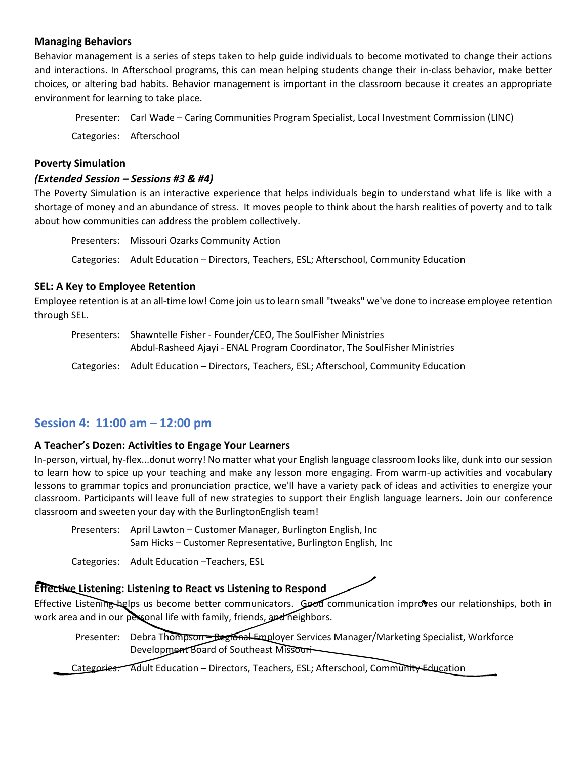**Managing Behaviors**

Behavior management is a series of steps taken to help guide individuals to become motivated to change their actions and interactions. In Afterschool programs, this can mean helping students change their in-class behavior, make better choices, or altering bad habits. Behavior management is important in the classroom because it creates an appropriate environment for learning to take place.

Presenter: Carl Wade – Caring Communities Program Specialist, Local Investment Commission (LINC)

Categories: Afterschool

**Poverty Simulation**

***(Extended Session – Sessions #3 & #4)***

The Poverty Simulation is an interactive experience that helps individuals begin to understand what life is like with a shortage of money and an abundance of stress. It moves people to think about the harsh realities of poverty and to talk about how communities can address the problem collectively.

Presenters: Missouri Ozarks Community Action

Categories: Adult Education – Directors, Teachers, ESL; Afterschool, Community Education

**SEL: A Key to Employee Retention**

Employee retention is at an all-time low! Come join us to learn small "tweaks" we've done to increase employee retention through SEL.

Presenters: Shawntelle Fisher - Founder/CEO, The SoulFisher Ministries
Abdul-Rasheed Ajayi - ENAL Program Coordinator, The SoulFisher Ministries

Categories: Adult Education – Directors, Teachers, ESL; Afterschool, Community Education

## Session 4: 11:00 am – 12:00 pm

**A Teacher's Dozen: Activities to Engage Your Learners**

In-person, virtual, hy-flex...donut worry! No matter what your English language classroom looks like, dunk into our session to learn how to spice up your teaching and make any lesson more engaging. From warm-up activities and vocabulary lessons to grammar topics and pronunciation practice, we'll have a variety pack of ideas and activities to energize your classroom. Participants will leave full of new strategies to support their English language learners. Join our conference classroom and sweeten your day with the BurlingtonEnglish team!

Presenters: April Lawton – Customer Manager, Burlington English, Inc
Sam Hicks – Customer Representative, Burlington English, Inc

Categories: Adult Education –Teachers, ESL

**Effective Listening: Listening to React vs Listening to Respond**

Effective Listening helps us become better communicators. Good communication improves our relationships, both in work area and in our personal life with family, friends, and neighbors.

Presenter: Debra Thompson – Regional Employer Services Manager/Marketing Specialist, Workforce Development Board of Southeast Missouri

Categories: Adult Education – Directors, Teachers, ESL; Afterschool, Community Education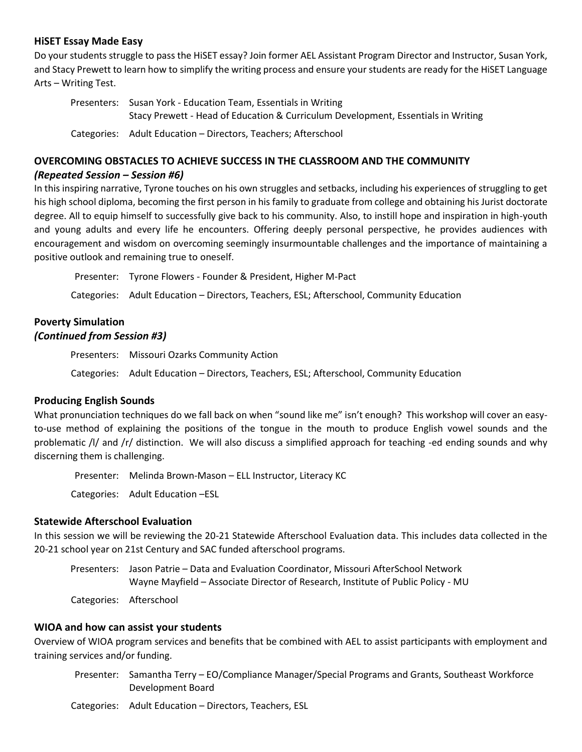### HiSET Essay Made Easy

Do your students struggle to pass the HiSET essay? Join former AEL Assistant Program Director and Instructor, Susan York, and Stacy Prewett to learn how to simplify the writing process and ensure your students are ready for the HiSET Language Arts – Writing Test.

Presenters: Susan York - Education Team, Essentials in Writing
Stacy Prewett - Head of Education & Curriculum Development, Essentials in Writing

Categories: Adult Education – Directors, Teachers; Afterschool

### OVERCOMING OBSTACLES TO ACHIEVE SUCCESS IN THE CLASSROOM AND THE COMMUNITY

***(Repeated Session – Session #6)***

In this inspiring narrative, Tyrone touches on his own struggles and setbacks, including his experiences of struggling to get his high school diploma, becoming the first person in his family to graduate from college and obtaining his Jurist doctorate degree. All to equip himself to successfully give back to his community. Also, to instill hope and inspiration in high-youth and young adults and every life he encounters. Offering deeply personal perspective, he provides audiences with encouragement and wisdom on overcoming seemingly insurmountable challenges and the importance of maintaining a positive outlook and remaining true to oneself.

Presenter: Tyrone Flowers - Founder & President, Higher M-Pact

Categories: Adult Education – Directors, Teachers, ESL; Afterschool, Community Education

### Poverty Simulation

***(Continued from Session #3)***

Presenters: Missouri Ozarks Community Action

Categories: Adult Education – Directors, Teachers, ESL; Afterschool, Community Education

### Producing English Sounds

What pronunciation techniques do we fall back on when "sound like me" isn't enough? This workshop will cover an easy-to-use method of explaining the positions of the tongue in the mouth to produce English vowel sounds and the problematic /l/ and /r/ distinction. We will also discuss a simplified approach for teaching -ed ending sounds and why discerning them is challenging.

Presenter: Melinda Brown-Mason – ELL Instructor, Literacy KC

Categories: Adult Education –ESL

### Statewide Afterschool Evaluation

In this session we will be reviewing the 20-21 Statewide Afterschool Evaluation data. This includes data collected in the 20-21 school year on 21st Century and SAC funded afterschool programs.

Presenters: Jason Patrie – Data and Evaluation Coordinator, Missouri AfterSchool Network
Wayne Mayfield – Associate Director of Research, Institute of Public Policy - MU

Categories: Afterschool

### WIOA and how can assist your students

Overview of WIOA program services and benefits that be combined with AEL to assist participants with employment and training services and/or funding.

Presenter: Samantha Terry – EO/Compliance Manager/Special Programs and Grants, Southeast Workforce Development Board

Categories: Adult Education – Directors, Teachers, ESL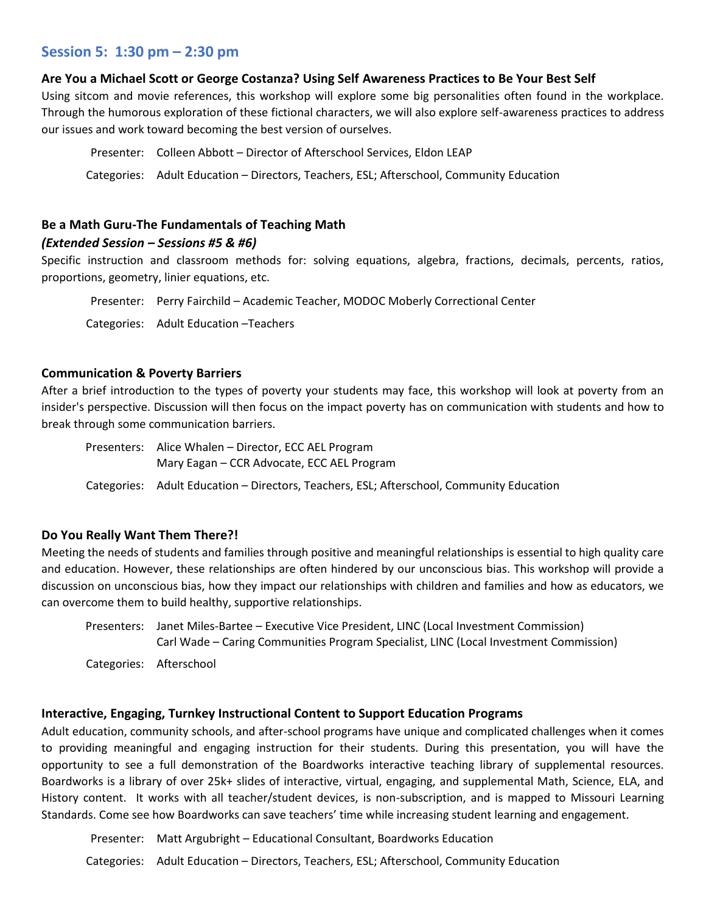## Session 5: 1:30 pm – 2:30 pm

### Are You a Michael Scott or George Costanza? Using Self Awareness Practices to Be Your Best Self

Using sitcom and movie references, this workshop will explore some big personalities often found in the workplace. Through the humorous exploration of these fictional characters, we will also explore self-awareness practices to address our issues and work toward becoming the best version of ourselves.

Presenter: Colleen Abbott – Director of Afterschool Services, Eldon LEAP

Categories: Adult Education – Directors, Teachers, ESL; Afterschool, Community Education

### Be a Math Guru-The Fundamentals of Teaching Math

***(Extended Session – Sessions #5 & #6)***

Specific instruction and classroom methods for: solving equations, algebra, fractions, decimals, percents, ratios, proportions, geometry, linier equations, etc.

Presenter: Perry Fairchild – Academic Teacher, MODOC Moberly Correctional Center

Categories: Adult Education –Teachers

### Communication & Poverty Barriers

After a brief introduction to the types of poverty your students may face, this workshop will look at poverty from an insider's perspective. Discussion will then focus on the impact poverty has on communication with students and how to break through some communication barriers.

Presenters: Alice Whalen – Director, ECC AEL Program
Mary Eagan – CCR Advocate, ECC AEL Program

Categories: Adult Education – Directors, Teachers, ESL; Afterschool, Community Education

### Do You Really Want Them There?!

Meeting the needs of students and families through positive and meaningful relationships is essential to high quality care and education. However, these relationships are often hindered by our unconscious bias. This workshop will provide a discussion on unconscious bias, how they impact our relationships with children and families and how as educators, we can overcome them to build healthy, supportive relationships.

Presenters: Janet Miles-Bartee – Executive Vice President, LINC (Local Investment Commission)
Carl Wade – Caring Communities Program Specialist, LINC (Local Investment Commission)

Categories: Afterschool

### Interactive, Engaging, Turnkey Instructional Content to Support Education Programs

Adult education, community schools, and after-school programs have unique and complicated challenges when it comes to providing meaningful and engaging instruction for their students. During this presentation, you will have the opportunity to see a full demonstration of the Boardworks interactive teaching library of supplemental resources. Boardworks is a library of over 25k+ slides of interactive, virtual, engaging, and supplemental Math, Science, ELA, and History content. It works with all teacher/student devices, is non-subscription, and is mapped to Missouri Learning Standards. Come see how Boardworks can save teachers' time while increasing student learning and engagement.

Presenter: Matt Argubright – Educational Consultant, Boardworks Education

Categories: Adult Education – Directors, Teachers, ESL; Afterschool, Community Education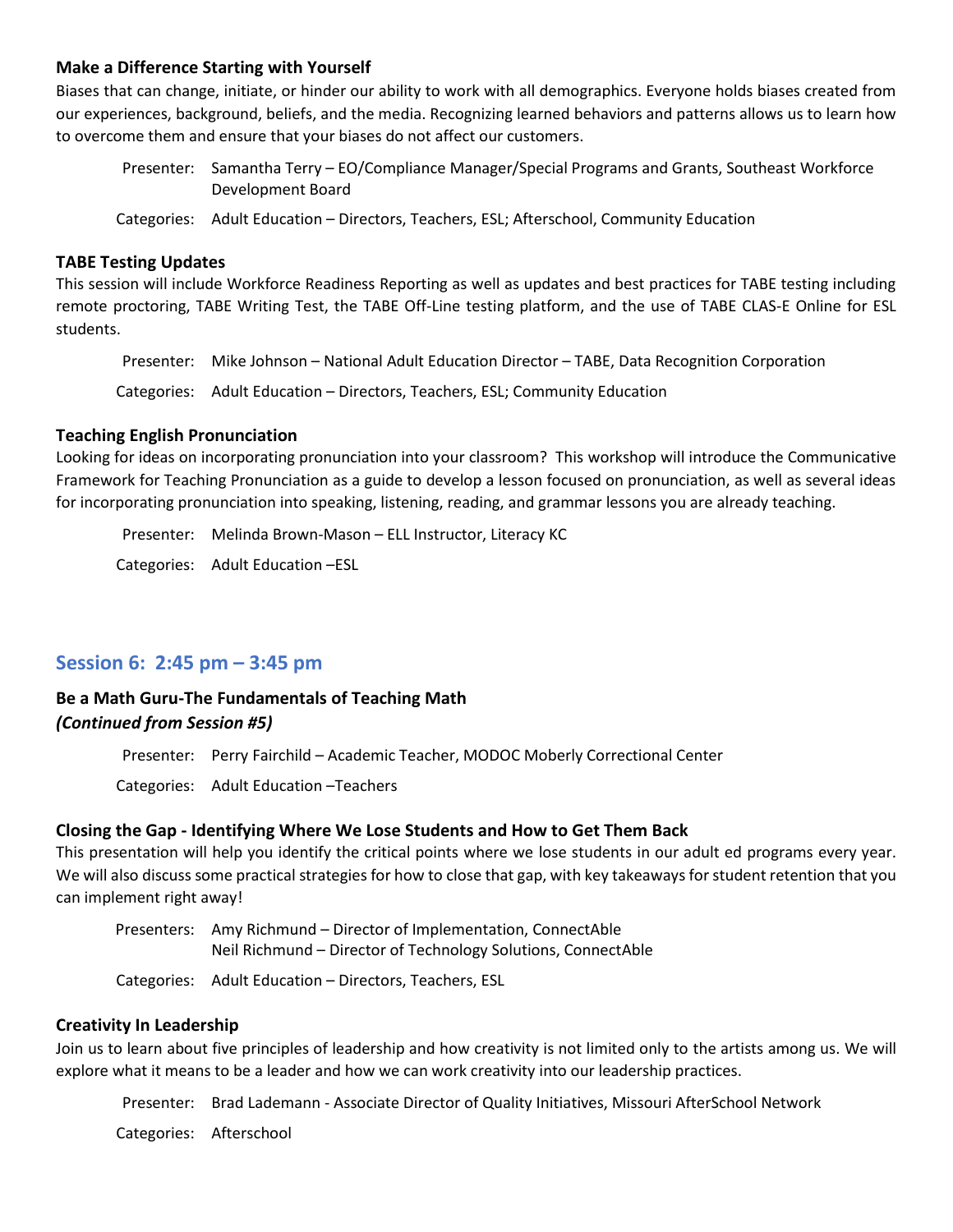### Make a Difference Starting with Yourself

Biases that can change, initiate, or hinder our ability to work with all demographics. Everyone holds biases created from our experiences, background, beliefs, and the media. Recognizing learned behaviors and patterns allows us to learn how to overcome them and ensure that your biases do not affect our customers.

Presenter: Samantha Terry – EO/Compliance Manager/Special Programs and Grants, Southeast Workforce Development Board

Categories: Adult Education – Directors, Teachers, ESL; Afterschool, Community Education

### TABE Testing Updates

This session will include Workforce Readiness Reporting as well as updates and best practices for TABE testing including remote proctoring, TABE Writing Test, the TABE Off-Line testing platform, and the use of TABE CLAS-E Online for ESL students.

Presenter: Mike Johnson – National Adult Education Director – TABE, Data Recognition Corporation

Categories: Adult Education – Directors, Teachers, ESL; Community Education

### Teaching English Pronunciation

Looking for ideas on incorporating pronunciation into your classroom? This workshop will introduce the Communicative Framework for Teaching Pronunciation as a guide to develop a lesson focused on pronunciation, as well as several ideas for incorporating pronunciation into speaking, listening, reading, and grammar lessons you are already teaching.

Presenter: Melinda Brown-Mason – ELL Instructor, Literacy KC

Categories: Adult Education –ESL

## Session 6: 2:45 pm – 3:45 pm

### Be a Math Guru-The Fundamentals of Teaching Math
***(Continued from Session #5)***

Presenter: Perry Fairchild – Academic Teacher, MODOC Moberly Correctional Center

Categories: Adult Education –Teachers

### Closing the Gap - Identifying Where We Lose Students and How to Get Them Back

This presentation will help you identify the critical points where we lose students in our adult ed programs every year. We will also discuss some practical strategies for how to close that gap, with key takeaways for student retention that you can implement right away!

Presenters: Amy Richmund – Director of Implementation, ConnectAble
Neil Richmund – Director of Technology Solutions, ConnectAble

Categories: Adult Education – Directors, Teachers, ESL

### Creativity In Leadership

Join us to learn about five principles of leadership and how creativity is not limited only to the artists among us. We will explore what it means to be a leader and how we can work creativity into our leadership practices.

Presenter: Brad Lademann - Associate Director of Quality Initiatives, Missouri AfterSchool Network

Categories: Afterschool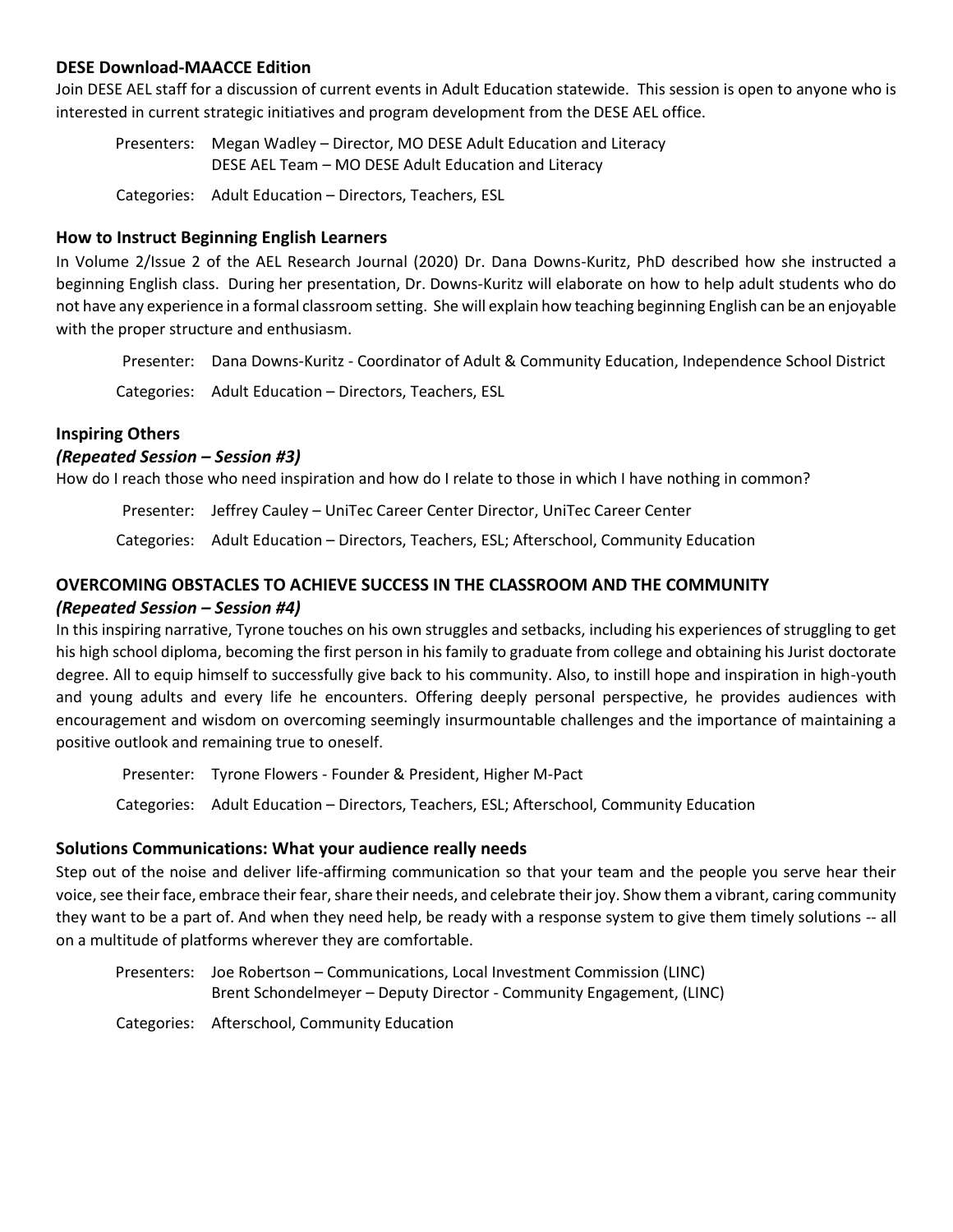### DESE Download-MAACCE Edition

Join DESE AEL staff for a discussion of current events in Adult Education statewide. This session is open to anyone who is interested in current strategic initiatives and program development from the DESE AEL office.

Presenters: Megan Wadley – Director, MO DESE Adult Education and Literacy
DESE AEL Team – MO DESE Adult Education and Literacy

Categories: Adult Education – Directors, Teachers, ESL

### How to Instruct Beginning English Learners

In Volume 2/Issue 2 of the AEL Research Journal (2020) Dr. Dana Downs-Kuritz, PhD described how she instructed a beginning English class. During her presentation, Dr. Downs-Kuritz will elaborate on how to help adult students who do not have any experience in a formal classroom setting. She will explain how teaching beginning English can be an enjoyable with the proper structure and enthusiasm.

Presenter: Dana Downs-Kuritz - Coordinator of Adult & Community Education, Independence School District

Categories: Adult Education – Directors, Teachers, ESL

### Inspiring Others

***(Repeated Session – Session #3)***

How do I reach those who need inspiration and how do I relate to those in which I have nothing in common?

Presenter: Jeffrey Cauley – UniTec Career Center Director, UniTec Career Center

Categories: Adult Education – Directors, Teachers, ESL; Afterschool, Community Education

### OVERCOMING OBSTACLES TO ACHIEVE SUCCESS IN THE CLASSROOM AND THE COMMUNITY

***(Repeated Session – Session #4)***

In this inspiring narrative, Tyrone touches on his own struggles and setbacks, including his experiences of struggling to get his high school diploma, becoming the first person in his family to graduate from college and obtaining his Jurist doctorate degree. All to equip himself to successfully give back to his community. Also, to instill hope and inspiration in high-youth and young adults and every life he encounters. Offering deeply personal perspective, he provides audiences with encouragement and wisdom on overcoming seemingly insurmountable challenges and the importance of maintaining a positive outlook and remaining true to oneself.

Presenter: Tyrone Flowers - Founder & President, Higher M-Pact

Categories: Adult Education – Directors, Teachers, ESL; Afterschool, Community Education

### Solutions Communications: What your audience really needs

Step out of the noise and deliver life-affirming communication so that your team and the people you serve hear their voice, see their face, embrace their fear, share their needs, and celebrate their joy. Show them a vibrant, caring community they want to be a part of. And when they need help, be ready with a response system to give them timely solutions -- all on a multitude of platforms wherever they are comfortable.

Presenters: Joe Robertson – Communications, Local Investment Commission (LINC)
Brent Schondelmeyer – Deputy Director - Community Engagement, (LINC)

Categories: Afterschool, Community Education